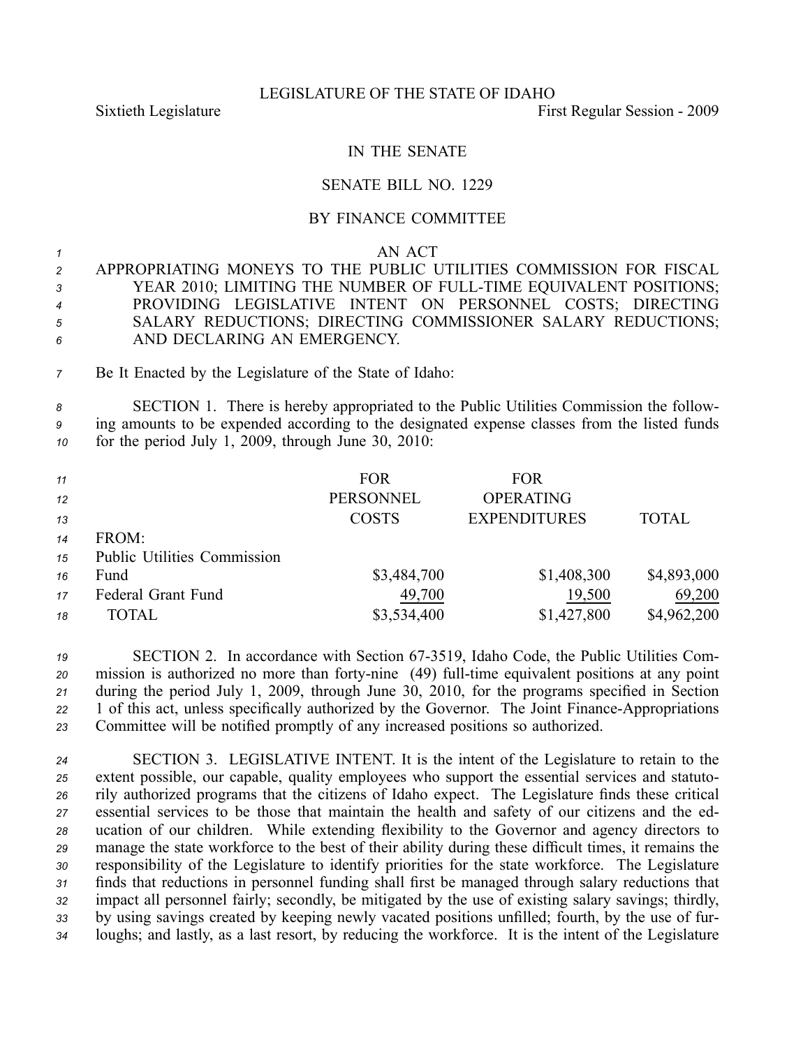LEGISLATURE OF THE STATE OF IDAHO

Sixtieth Legislature First Regular Session - 2009

# IN THE SENATE

## SENATE BILL NO. 1229

### BY FINANCE COMMITTEE

AN ACT

APPROPRIATING MONEYS TO THE PUBLIC UTILITIES COMMISSION FOR FISCAL YEAR 2010; LIMITING THE NUMBER OF FULL-TIME EQUIVALENT POSITIONS; PROVIDING LEGISLATIVE INTENT ON PERSONNEL COSTS; DIRECTING SALARY REDUCTIONS; DIRECTING COMMISSIONER SALARY REDUCTIONS; AND DECLARING AN EMERGENCY.

Be It Enacted by the Legislature of the State of Idaho:

SECTION 1. There is hereby appropriated to the Public Utilities Commission the following amounts to be expended according to the designated expense classes from the listed funds for the period July 1, 2009, through June 30, 2010:

| | FOR PERSONNEL COSTS | FOR OPERATING EXPENDITURES | TOTAL |
|---|---|---|---|
| FROM: | | | |
| Public Utilities Commission Fund | $3,484,700 | $1,408,300 | $4,893,000 |
| Federal Grant Fund | 49,700 | 19,500 | 69,200 |
| TOTAL | $3,534,400 | $1,427,800 | $4,962,200 |

SECTION 2. In accordance with Section 67-3519, Idaho Code, the Public Utilities Commission is authorized no more than forty-nine (49) full-time equivalent positions at any point during the period July 1, 2009, through June 30, 2010, for the programs specified in Section 1 of this act, unless specifically authorized by the Governor. The Joint Finance-Appropriations Committee will be notified promptly of any increased positions so authorized.

SECTION 3. LEGISLATIVE INTENT. It is the intent of the Legislature to retain to the extent possible, our capable, quality employees who support the essential services and statutorily authorized programs that the citizens of Idaho expect. The Legislature finds these critical essential services to be those that maintain the health and safety of our citizens and the education of our children. While extending flexibility to the Governor and agency directors to manage the state workforce to the best of their ability during these difficult times, it remains the responsibility of the Legislature to identify priorities for the state workforce. The Legislature finds that reductions in personnel funding shall first be managed through salary reductions that impact all personnel fairly; secondly, be mitigated by the use of existing salary savings; thirdly, by using savings created by keeping newly vacated positions unfilled; fourth, by the use of furloughs; and lastly, as a last resort, by reducing the workforce. It is the intent of the Legislature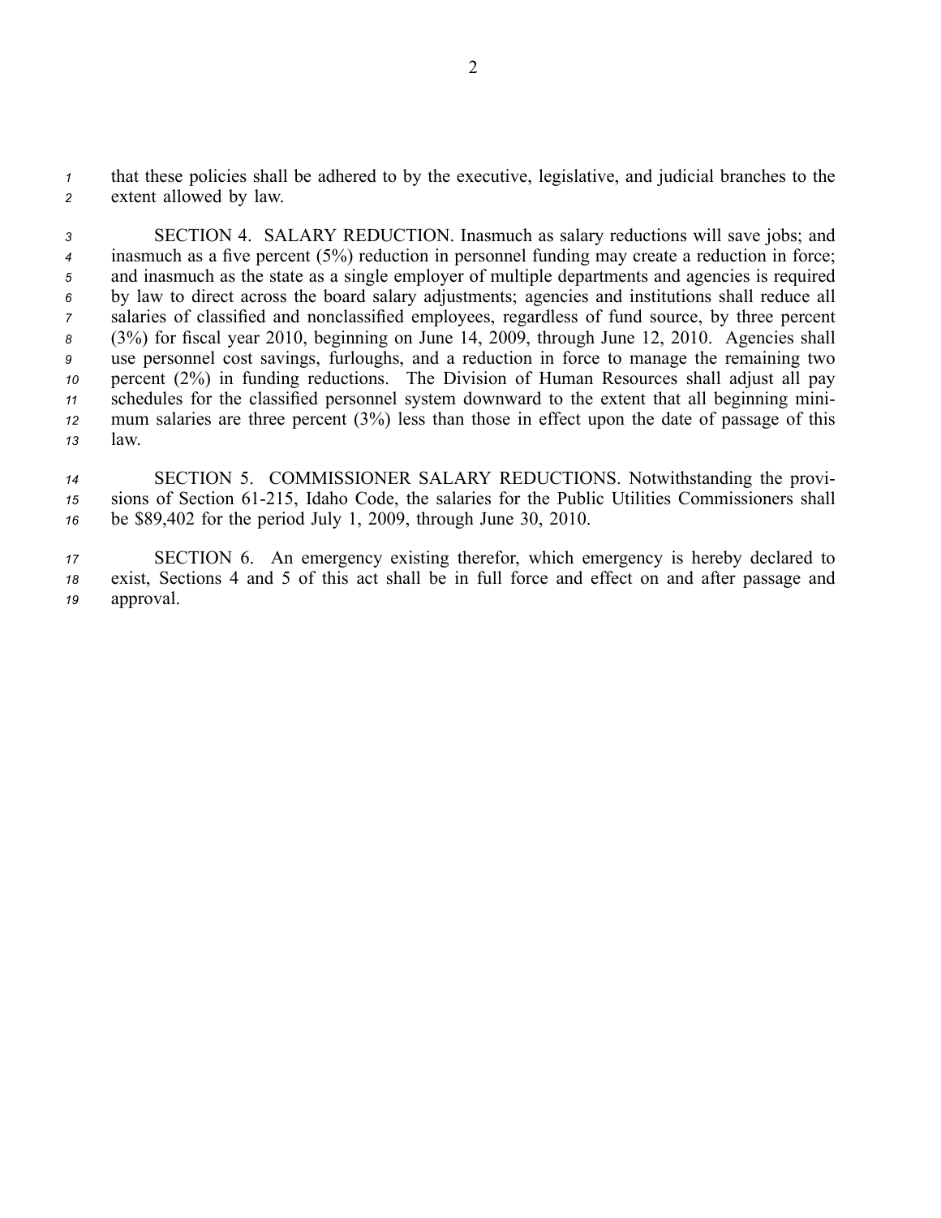that these policies shall be adhered to by the executive, legislative, and judicial branches to the extent allowed by law.

SECTION 4. SALARY REDUCTION. Inasmuch as salary reductions will save jobs; and inasmuch as a five percent (5%) reduction in personnel funding may create a reduction in force; and inasmuch as the state as a single employer of multiple departments and agencies is required by law to direct across the board salary adjustments; agencies and institutions shall reduce all salaries of classified and nonclassified employees, regardless of fund source, by three percent (3%) for fiscal year 2010, beginning on June 14, 2009, through June 12, 2010. Agencies shall use personnel cost savings, furloughs, and a reduction in force to manage the remaining two percent (2%) in funding reductions. The Division of Human Resources shall adjust all pay schedules for the classified personnel system downward to the extent that all beginning minimum salaries are three percent (3%) less than those in effect upon the date of passage of this law.

SECTION 5. COMMISSIONER SALARY REDUCTIONS. Notwithstanding the provisions of Section 61-215, Idaho Code, the salaries for the Public Utilities Commissioners shall be $89,402 for the period July 1, 2009, through June 30, 2010.

SECTION 6. An emergency existing therefor, which emergency is hereby declared to exist, Sections 4 and 5 of this act shall be in full force and effect on and after passage and approval.